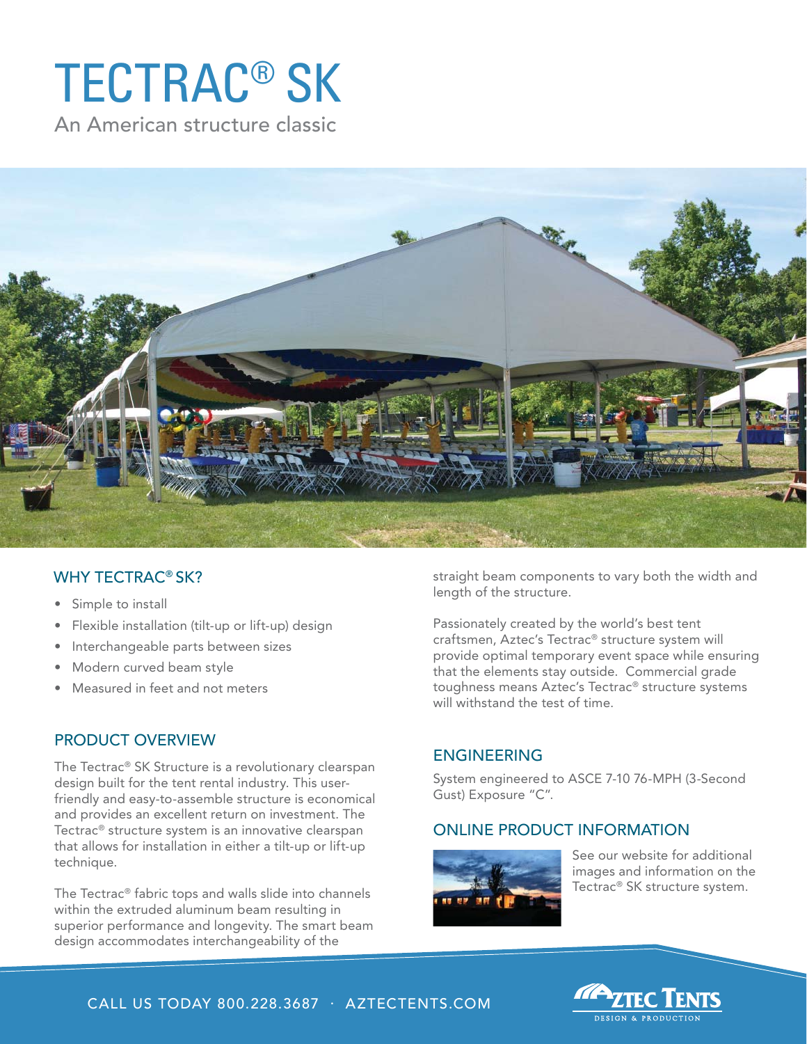# TECTRAC® SK

An American structure classic

## WHY TECTRAC® SK?

- Simple to install
- Flexible installation (tilt-up or lift-up) design
- Interchangeable parts between sizes
- Modern curved beam style
- Measured in feet and not meters

## PRODUCT OVERVIEW

The Tectrac® SK Structure is a revolutionary clearspan design built for the tent rental industry. This user-friendly and easy-to-assemble structure is economical and provides an excellent return on investment. The Tectrac® structure system is an innovative clearspan that allows for installation in either a tilt-up or lift-up technique.

The Tectrac® fabric tops and walls slide into channels within the extruded aluminum beam resulting in superior performance and longevity. The smart beam design accommodates interchangeability of the straight beam components to vary both the width and length of the structure.

Passionately created by the world's best tent craftsmen, Aztec's Tectrac® structure system will provide optimal temporary event space while ensuring that the elements stay outside. Commercial grade toughness means Aztec's Tectrac® structure systems will withstand the test of time.

## ENGINEERING

System engineered to ASCE 7-10 76-MPH (3-Second Gust) Exposure "C".

## ONLINE PRODUCT INFORMATION

See our website for additional images and information on the Tectrac® SK structure system.

CALL US TODAY 800.228.3687 · AZTECTENTS.COM

AZTEC TENTS DESIGN & PRODUCTION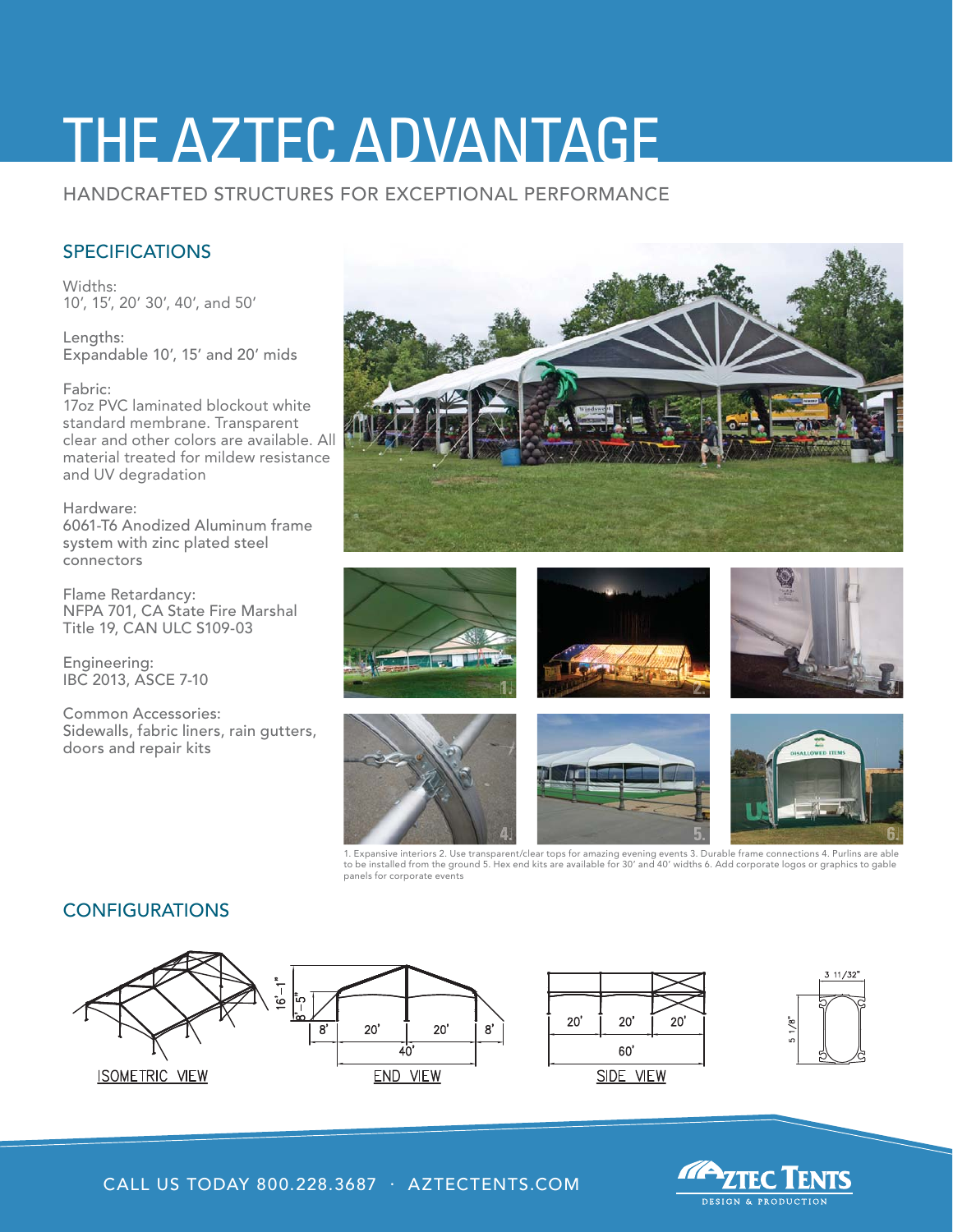# THE AZTEC ADVANTAGE

HANDCRAFTED STRUCTURES FOR EXCEPTIONAL PERFORMANCE

## SPECIFICATIONS

Widths:
10', 15', 20' 30', 40', and 50'

Lengths:
Expandable 10', 15' and 20' mids

Fabric:
17oz PVC laminated blockout white standard membrane. Transparent clear and other colors are available. All material treated for mildew resistance and UV degradation

Hardware:
6061-T6 Anodized Aluminum frame system with zinc plated steel connectors

Flame Retardancy:
NFPA 701, CA State Fire Marshal Title 19, CAN ULC S109-03

Engineering:
IBC 2013, ASCE 7-10

Common Accessories:
Sidewalls, fabric liners, rain gutters, doors and repair kits

1. Expansive interiors 2. Use transparent/clear tops for amazing evening events 3. Durable frame connections 4. Purlins are able to be installed from the ground 5. Hex end kits are available for 30' and 40' widths 6. Add corporate logos or graphics to gable panels for corporate events

## CONFIGURATIONS

ISOMETRIC VIEW

16'-1"
8'-5"
8'
20'
20'
8'
40'
END VIEW

20'
20'
20'
60'
SIDE VIEW

3 11/32"
5 1/8"

CALL US TODAY 800.228.3687 · AZTECTENTS.COM

AZTEC TENTS DESIGN & PRODUCTION